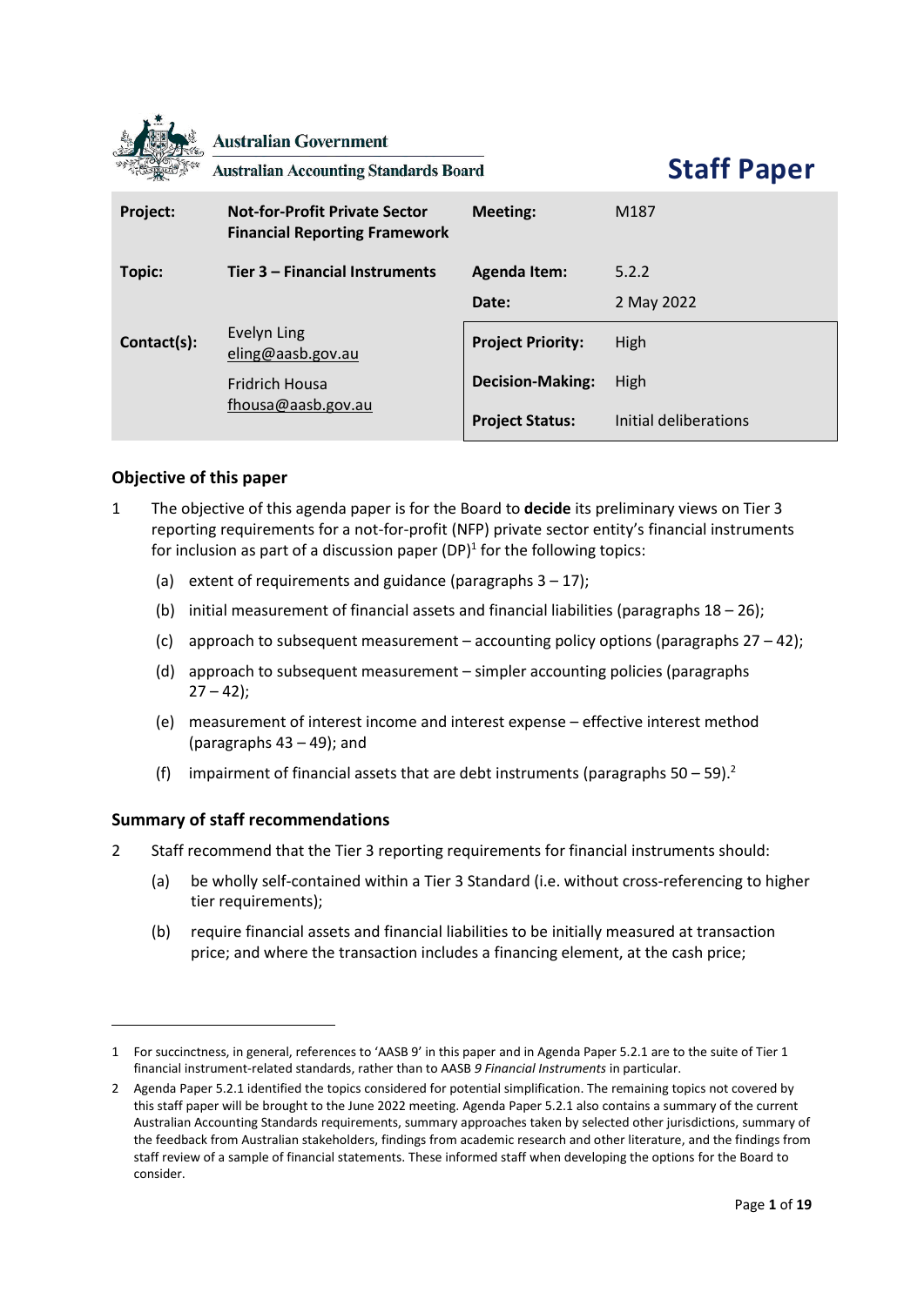Australian Government

Australian Accounting Standards Board

# Staff Paper

| Project: | Not-for-Profit Private Sector Financial Reporting Framework | Meeting: | M187 |
|---|---|---|---|
| Topic: | Tier 3 – Financial Instruments | Agenda Item: | 5.2.2 |
| | | Date: | 2 May 2022 |
| Contact(s): | Evelyn Ling<br>eling@aasb.gov.au<br>Fridrich Housa<br>fhousa@aasb.gov.au | Project Priority: | High |
| | | Decision-Making: | High |
| | | Project Status: | Initial deliberations |

## Objective of this paper

1 The objective of this agenda paper is for the Board to **decide** its preliminary views on Tier 3 reporting requirements for a not-for-profit (NFP) private sector entity's financial instruments for inclusion as part of a discussion paper (DP)[1] for the following topics:

(a) extent of requirements and guidance (paragraphs 3 – 17);

(b) initial measurement of financial assets and financial liabilities (paragraphs 18 – 26);

(c) approach to subsequent measurement – accounting policy options (paragraphs 27 – 42);

(d) approach to subsequent measurement – simpler accounting policies (paragraphs 27 – 42);

(e) measurement of interest income and interest expense – effective interest method (paragraphs 43 – 49); and

(f) impairment of financial assets that are debt instruments (paragraphs 50 – 59).[2]

## Summary of staff recommendations

2 Staff recommend that the Tier 3 reporting requirements for financial instruments should:

(a) be wholly self-contained within a Tier 3 Standard (i.e. without cross-referencing to higher tier requirements);

(b) require financial assets and financial liabilities to be initially measured at transaction price; and where the transaction includes a financing element, at the cash price;

---

1 For succinctness, in general, references to 'AASB 9' in this paper and in Agenda Paper 5.2.1 are to the suite of Tier 1 financial instrument-related standards, rather than to AASB *9 Financial Instruments* in particular.

2 Agenda Paper 5.2.1 identified the topics considered for potential simplification. The remaining topics not covered by this staff paper will be brought to the June 2022 meeting. Agenda Paper 5.2.1 also contains a summary of the current Australian Accounting Standards requirements, summary approaches taken by selected other jurisdictions, summary of the feedback from Australian stakeholders, findings from academic research and other literature, and the findings from staff review of a sample of financial statements. These informed staff when developing the options for the Board to consider.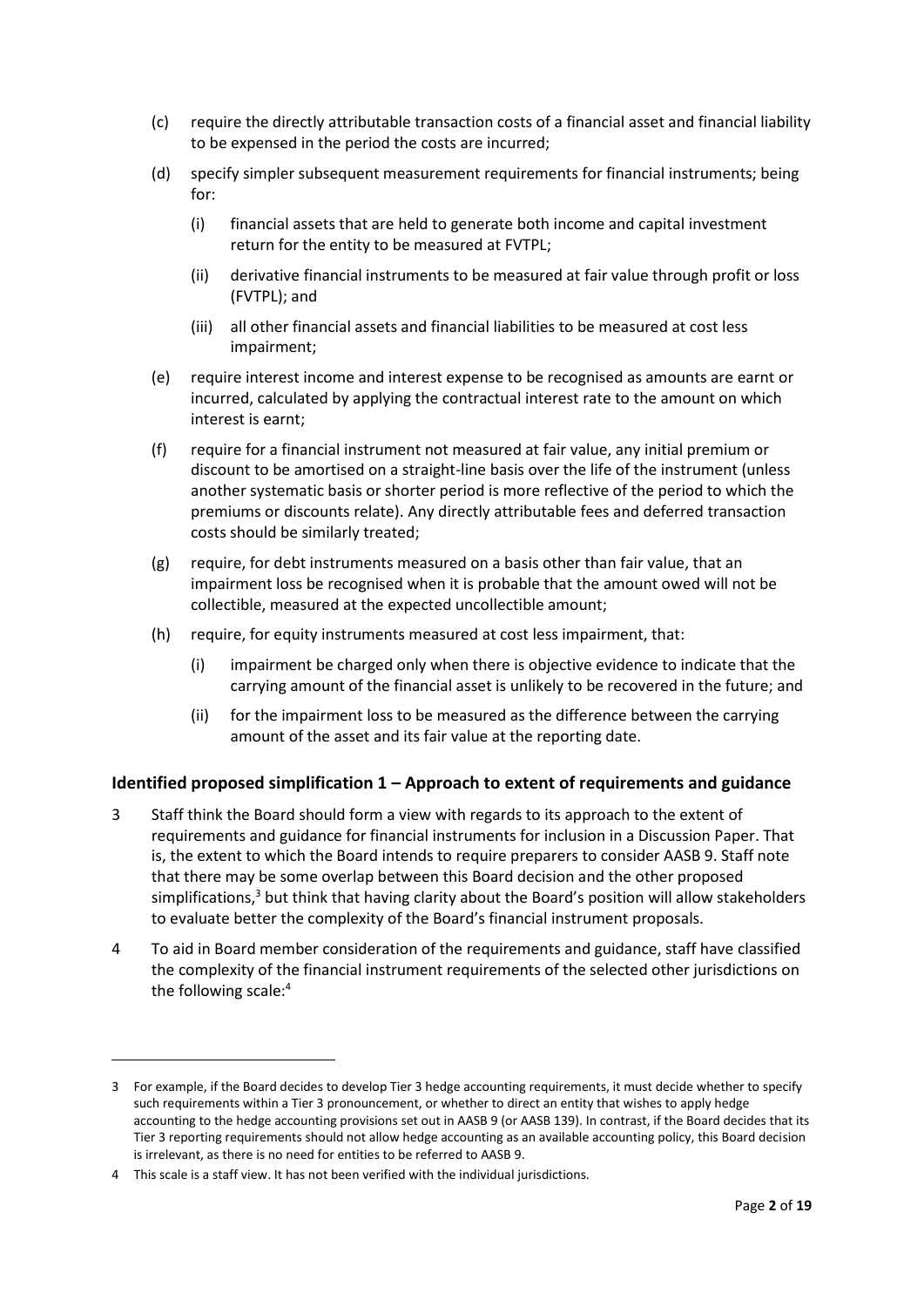(c) require the directly attributable transaction costs of a financial asset and financial liability to be expensed in the period the costs are incurred;

(d) specify simpler subsequent measurement requirements for financial instruments; being for:

  (i) financial assets that are held to generate both income and capital investment return for the entity to be measured at FVTPL;

  (ii) derivative financial instruments to be measured at fair value through profit or loss (FVTPL); and

  (iii) all other financial assets and financial liabilities to be measured at cost less impairment;

(e) require interest income and interest expense to be recognised as amounts are earnt or incurred, calculated by applying the contractual interest rate to the amount on which interest is earnt;

(f) require for a financial instrument not measured at fair value, any initial premium or discount to be amortised on a straight-line basis over the life of the instrument (unless another systematic basis or shorter period is more reflective of the period to which the premiums or discounts relate). Any directly attributable fees and deferred transaction costs should be similarly treated;

(g) require, for debt instruments measured on a basis other than fair value, that an impairment loss be recognised when it is probable that the amount owed will not be collectible, measured at the expected uncollectible amount;

(h) require, for equity instruments measured at cost less impairment, that:

  (i) impairment be charged only when there is objective evidence to indicate that the carrying amount of the financial asset is unlikely to be recovered in the future; and

  (ii) for the impairment loss to be measured as the difference between the carrying amount of the asset and its fair value at the reporting date.

## Identified proposed simplification 1 – Approach to extent of requirements and guidance

3 Staff think the Board should form a view with regards to its approach to the extent of requirements and guidance for financial instruments for inclusion in a Discussion Paper. That is, the extent to which the Board intends to require preparers to consider AASB 9. Staff note that there may be some overlap between this Board decision and the other proposed simplifications,[3] but think that having clarity about the Board's position will allow stakeholders to evaluate better the complexity of the Board's financial instrument proposals.

4 To aid in Board member consideration of the requirements and guidance, staff have classified the complexity of the financial instrument requirements of the selected other jurisdictions on the following scale:[4]

---

3 For example, if the Board decides to develop Tier 3 hedge accounting requirements, it must decide whether to specify such requirements within a Tier 3 pronouncement, or whether to direct an entity that wishes to apply hedge accounting to the hedge accounting provisions set out in AASB 9 (or AASB 139). In contrast, if the Board decides that its Tier 3 reporting requirements should not allow hedge accounting as an available accounting policy, this Board decision is irrelevant, as there is no need for entities to be referred to AASB 9.

4 This scale is a staff view. It has not been verified with the individual jurisdictions.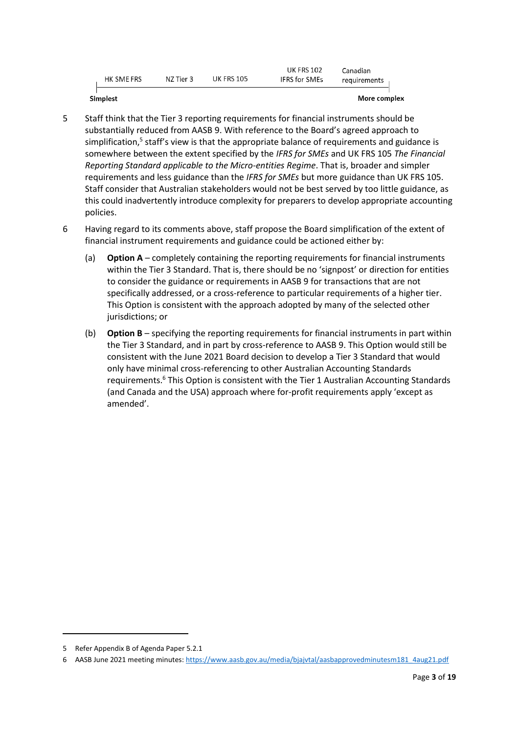| HK SME FRS | NZ Tier 3 | UK FRS 105 | UK FRS 102 IFRS for SMEs | Canadian requirements |
|---|---|---|---|---|
| **Simplest** | | | | **More complex** |

5 Staff think that the Tier 3 reporting requirements for financial instruments should be substantially reduced from AASB 9. With reference to the Board's agreed approach to simplification,[5] staff's view is that the appropriate balance of requirements and guidance is somewhere between the extent specified by the *IFRS for SMEs* and UK FRS 105 *The Financial Reporting Standard applicable to the Micro-entities Regime*. That is, broader and simpler requirements and less guidance than the *IFRS for SMEs* but more guidance than UK FRS 105. Staff consider that Australian stakeholders would not be best served by too little guidance, as this could inadvertently introduce complexity for preparers to develop appropriate accounting policies.

6 Having regard to its comments above, staff propose the Board simplification of the extent of financial instrument requirements and guidance could be actioned either by:

(a) **Option A** – completely containing the reporting requirements for financial instruments within the Tier 3 Standard. That is, there should be no 'signpost' or direction for entities to consider the guidance or requirements in AASB 9 for transactions that are not specifically addressed, or a cross-reference to particular requirements of a higher tier. This Option is consistent with the approach adopted by many of the selected other jurisdictions; or

(b) **Option B** – specifying the reporting requirements for financial instruments in part within the Tier 3 Standard, and in part by cross-reference to AASB 9. This Option would still be consistent with the June 2021 Board decision to develop a Tier 3 Standard that would only have minimal cross-referencing to other Australian Accounting Standards requirements.[6] This Option is consistent with the Tier 1 Australian Accounting Standards (and Canada and the USA) approach where for-profit requirements apply 'except as amended'.

---

5 Refer Appendix B of Agenda Paper 5.2.1

6 AASB June 2021 meeting minutes: https://www.aasb.gov.au/media/bjajvtal/aasbapprovedminutesm181_4aug21.pdf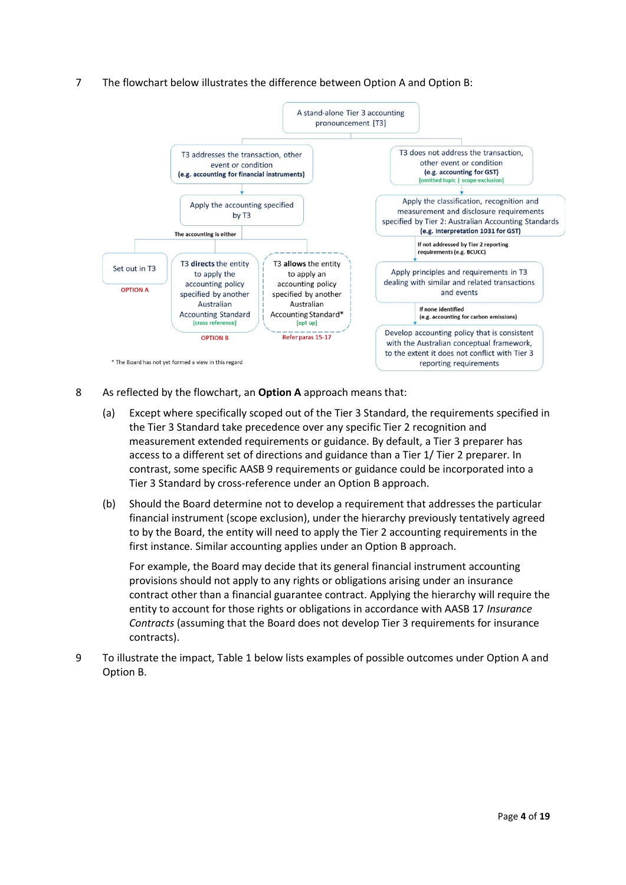7 The flowchart below illustrates the difference between Option A and Option B:

A stand-alone Tier 3 accounting pronouncement [T3]

T3 addresses the transaction, other event or condition
**(e.g. accounting for financial instruments)**

Apply the accounting specified by T3

**The accounting is either**

Set out in T3
OPTION A

T3 **directs** the entity to apply the accounting policy specified by another Australian Accounting Standard
[cross reference]
OPTION B

T3 **allows** the entity to apply an accounting policy specified by another Australian Accounting Standard*
[opt up]
Refer paras 15-17

T3 does not address the transaction, other event or condition
**(e.g. accounting for GST)**
[omitted topic | scope exclusion]

Apply the classification, recognition and measurement and disclosure requirements specified by Tier 2: Australian Accounting Standards
**(e.g. Interpretation 1031 for GST)**

If not addressed by Tier 2 reporting requirements (e.g. BCUCC)

Apply principles and requirements in T3 dealing with similar and related transactions and events

If none identified
(e.g. accounting for carbon emissions)

Develop accounting policy that is consistent with the Australian conceptual framework, to the extent it does not conflict with Tier 3 reporting requirements

\* The Board has not yet formed a view in this regard

8 As reflected by the flowchart, an **Option A** approach means that:

(a) Except where specifically scoped out of the Tier 3 Standard, the requirements specified in the Tier 3 Standard take precedence over any specific Tier 2 recognition and measurement extended requirements or guidance. By default, a Tier 3 preparer has access to a different set of directions and guidance than a Tier 1/ Tier 2 preparer. In contrast, some specific AASB 9 requirements or guidance could be incorporated into a Tier 3 Standard by cross-reference under an Option B approach.

(b) Should the Board determine not to develop a requirement that addresses the particular financial instrument (scope exclusion), under the hierarchy previously tentatively agreed to by the Board, the entity will need to apply the Tier 2 accounting requirements in the first instance. Similar accounting applies under an Option B approach.

For example, the Board may decide that its general financial instrument accounting provisions should not apply to any rights or obligations arising under an insurance contract other than a financial guarantee contract. Applying the hierarchy will require the entity to account for those rights or obligations in accordance with AASB 17 *Insurance Contracts* (assuming that the Board does not develop Tier 3 requirements for insurance contracts).

9 To illustrate the impact, Table 1 below lists examples of possible outcomes under Option A and Option B.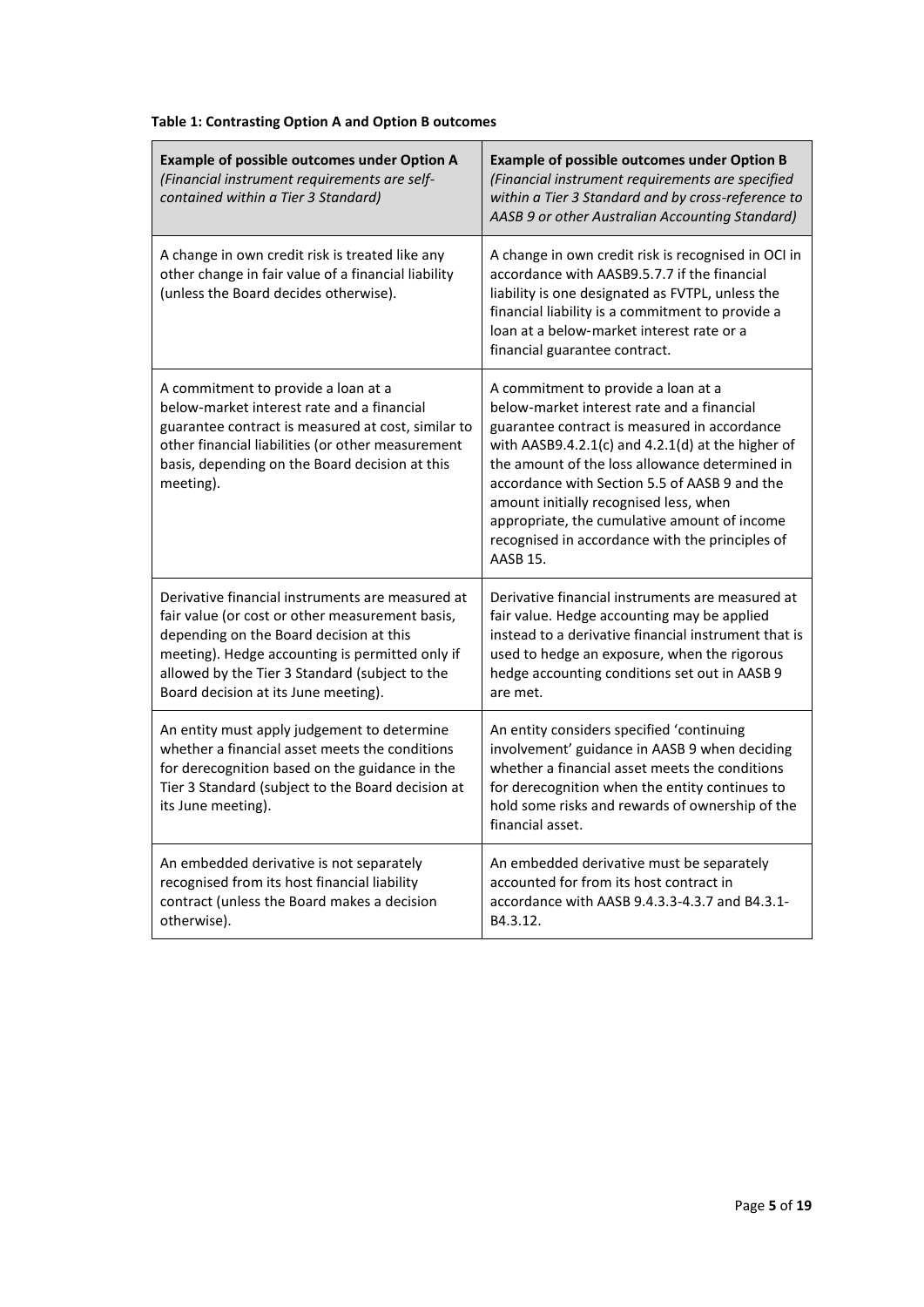**Table 1: Contrasting Option A and Option B outcomes**

| **Example of possible outcomes under Option A** *(Financial instrument requirements are self-contained within a Tier 3 Standard)* | **Example of possible outcomes under Option B** *(Financial instrument requirements are specified within a Tier 3 Standard and by cross-reference to AASB 9 or other Australian Accounting Standard)* |
|---|---|
| A change in own credit risk is treated like any other change in fair value of a financial liability (unless the Board decides otherwise). | A change in own credit risk is recognised in OCI in accordance with AASB9.5.7.7 if the financial liability is one designated as FVTPL, unless the financial liability is a commitment to provide a loan at a below-market interest rate or a financial guarantee contract. |
| A commitment to provide a loan at a below-market interest rate and a financial guarantee contract is measured at cost, similar to other financial liabilities (or other measurement basis, depending on the Board decision at this meeting). | A commitment to provide a loan at a below-market interest rate and a financial guarantee contract is measured in accordance with AASB9.4.2.1(c) and 4.2.1(d) at the higher of the amount of the loss allowance determined in accordance with Section 5.5 of AASB 9 and the amount initially recognised less, when appropriate, the cumulative amount of income recognised in accordance with the principles of AASB 15. |
| Derivative financial instruments are measured at fair value (or cost or other measurement basis, depending on the Board decision at this meeting). Hedge accounting is permitted only if allowed by the Tier 3 Standard (subject to the Board decision at its June meeting). | Derivative financial instruments are measured at fair value. Hedge accounting may be applied instead to a derivative financial instrument that is used to hedge an exposure, when the rigorous hedge accounting conditions set out in AASB 9 are met. |
| An entity must apply judgement to determine whether a financial asset meets the conditions for derecognition based on the guidance in the Tier 3 Standard (subject to the Board decision at its June meeting). | An entity considers specified 'continuing involvement' guidance in AASB 9 when deciding whether a financial asset meets the conditions for derecognition when the entity continues to hold some risks and rewards of ownership of the financial asset. |
| An embedded derivative is not separately recognised from its host financial liability contract (unless the Board makes a decision otherwise). | An embedded derivative must be separately accounted for from its host contract in accordance with AASB 9.4.3.3-4.3.7 and B4.3.1-B4.3.12. |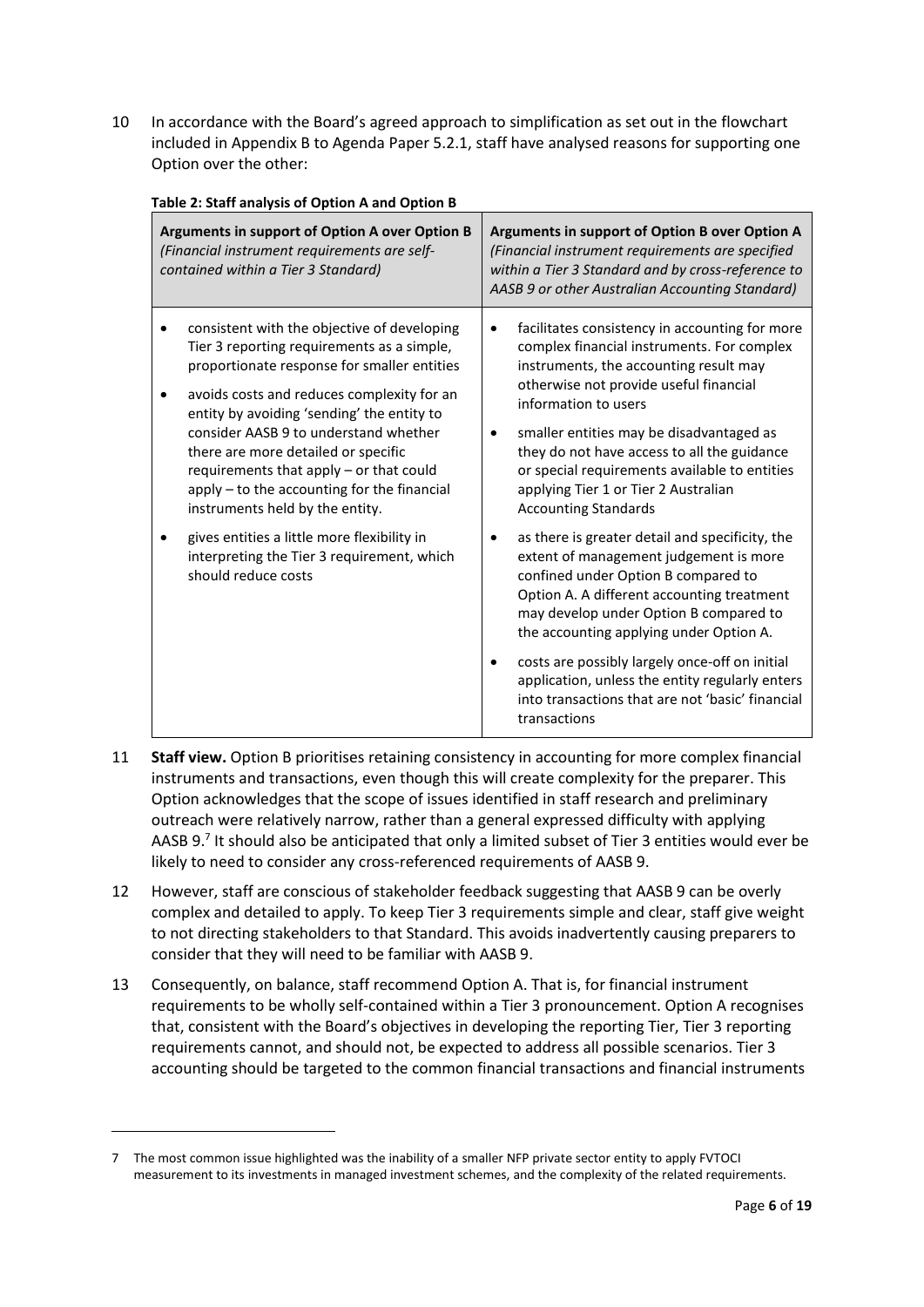10 In accordance with the Board's agreed approach to simplification as set out in the flowchart included in Appendix B to Agenda Paper 5.2.1, staff have analysed reasons for supporting one Option over the other:

**Table 2: Staff analysis of Option A and Option B**

| **Arguments in support of Option A over Option B** *(Financial instrument requirements are self-contained within a Tier 3 Standard)* | **Arguments in support of Option B over Option A** *(Financial instrument requirements are specified within a Tier 3 Standard and by cross-reference to AASB 9 or other Australian Accounting Standard)* |
|---|---|
| • consistent with the objective of developing Tier 3 reporting requirements as a simple, proportionate response for smaller entities<br>• avoids costs and reduces complexity for an entity by avoiding 'sending' the entity to consider AASB 9 to understand whether there are more detailed or specific requirements that apply – or that could apply – to the accounting for the financial instruments held by the entity.<br>• gives entities a little more flexibility in interpreting the Tier 3 requirement, which should reduce costs | • facilitates consistency in accounting for more complex financial instruments. For complex instruments, the accounting result may otherwise not provide useful financial information to users<br>• smaller entities may be disadvantaged as they do not have access to all the guidance or special requirements available to entities applying Tier 1 or Tier 2 Australian Accounting Standards<br>• as there is greater detail and specificity, the extent of management judgement is more confined under Option B compared to Option A. A different accounting treatment may develop under Option B compared to the accounting applying under Option A.<br>• costs are possibly largely once-off on initial application, unless the entity regularly enters into transactions that are not 'basic' financial transactions |

11 **Staff view.** Option B prioritises retaining consistency in accounting for more complex financial instruments and transactions, even though this will create complexity for the preparer. This Option acknowledges that the scope of issues identified in staff research and preliminary outreach were relatively narrow, rather than a general expressed difficulty with applying AASB 9.[7] It should also be anticipated that only a limited subset of Tier 3 entities would ever be likely to need to consider any cross-referenced requirements of AASB 9.

12 However, staff are conscious of stakeholder feedback suggesting that AASB 9 can be overly complex and detailed to apply. To keep Tier 3 requirements simple and clear, staff give weight to not directing stakeholders to that Standard. This avoids inadvertently causing preparers to consider that they will need to be familiar with AASB 9.

13 Consequently, on balance, staff recommend Option A. That is, for financial instrument requirements to be wholly self-contained within a Tier 3 pronouncement. Option A recognises that, consistent with the Board's objectives in developing the reporting Tier, Tier 3 reporting requirements cannot, and should not, be expected to address all possible scenarios. Tier 3 accounting should be targeted to the common financial transactions and financial instruments

---

7 The most common issue highlighted was the inability of a smaller NFP private sector entity to apply FVTOCI measurement to its investments in managed investment schemes, and the complexity of the related requirements.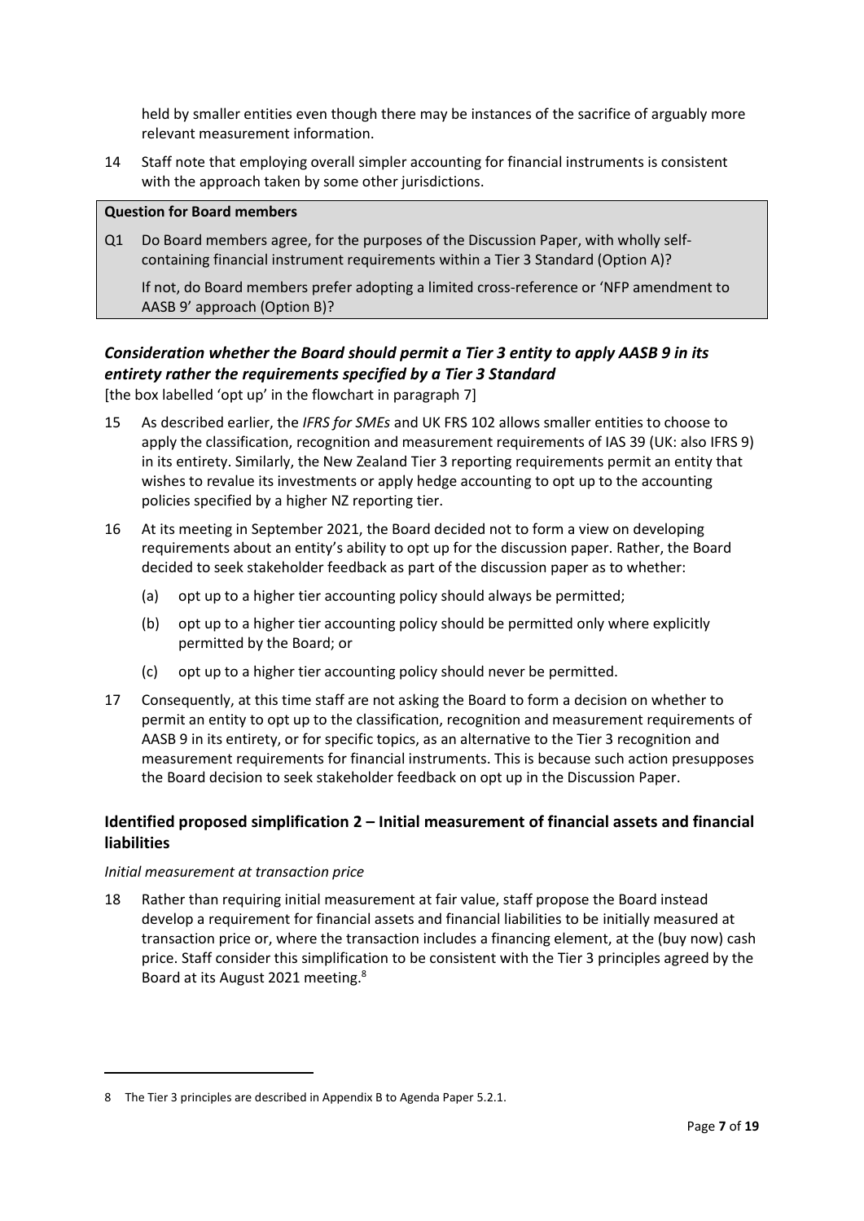held by smaller entities even though there may be instances of the sacrifice of arguably more relevant measurement information.

14 Staff note that employing overall simpler accounting for financial instruments is consistent with the approach taken by some other jurisdictions.

> **Question for Board members**
>
> Q1 Do Board members agree, for the purposes of the Discussion Paper, with wholly self-containing financial instrument requirements within a Tier 3 Standard (Option A)?
>
> If not, do Board members prefer adopting a limited cross-reference or 'NFP amendment to AASB 9' approach (Option B)?

### *Consideration whether the Board should permit a Tier 3 entity to apply AASB 9 in its entirety rather the requirements specified by a Tier 3 Standard*

[the box labelled 'opt up' in the flowchart in paragraph 7]

15 As described earlier, the *IFRS for SMEs* and UK FRS 102 allows smaller entities to choose to apply the classification, recognition and measurement requirements of IAS 39 (UK: also IFRS 9) in its entirety. Similarly, the New Zealand Tier 3 reporting requirements permit an entity that wishes to revalue its investments or apply hedge accounting to opt up to the accounting policies specified by a higher NZ reporting tier.

16 At its meeting in September 2021, the Board decided not to form a view on developing requirements about an entity's ability to opt up for the discussion paper. Rather, the Board decided to seek stakeholder feedback as part of the discussion paper as to whether:

(a) opt up to a higher tier accounting policy should always be permitted;

(b) opt up to a higher tier accounting policy should be permitted only where explicitly permitted by the Board; or

(c) opt up to a higher tier accounting policy should never be permitted.

17 Consequently, at this time staff are not asking the Board to form a decision on whether to permit an entity to opt up to the classification, recognition and measurement requirements of AASB 9 in its entirety, or for specific topics, as an alternative to the Tier 3 recognition and measurement requirements for financial instruments. This is because such action presupposes the Board decision to seek stakeholder feedback on opt up in the Discussion Paper.

## Identified proposed simplification 2 – Initial measurement of financial assets and financial liabilities

*Initial measurement at transaction price*

18 Rather than requiring initial measurement at fair value, staff propose the Board instead develop a requirement for financial assets and financial liabilities to be initially measured at transaction price or, where the transaction includes a financing element, at the (buy now) cash price. Staff consider this simplification to be consistent with the Tier 3 principles agreed by the Board at its August 2021 meeting.[8]

[8] The Tier 3 principles are described in Appendix B to Agenda Paper 5.2.1.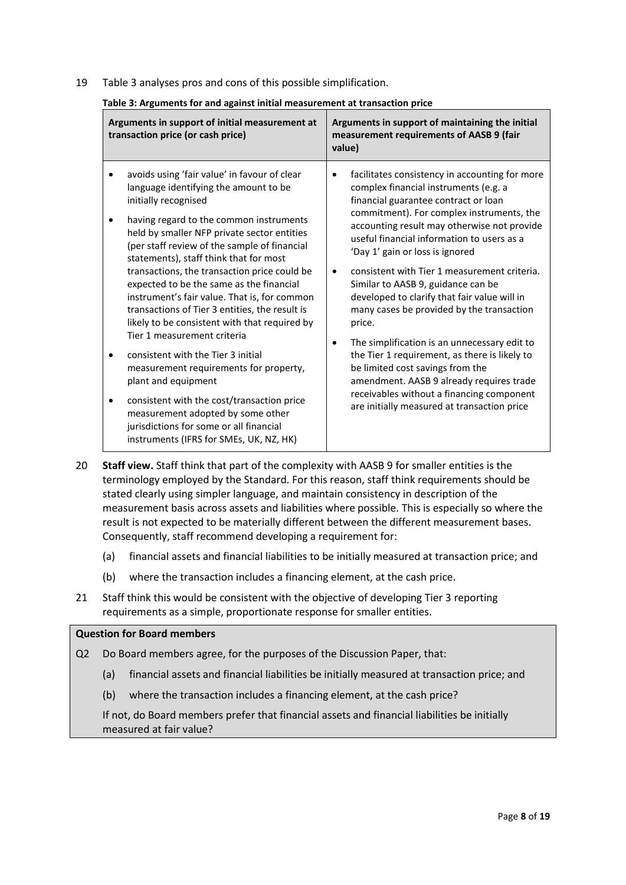19 Table 3 analyses pros and cons of this possible simplification.

**Table 3: Arguments for and against initial measurement at transaction price**

| Arguments in support of initial measurement at transaction price (or cash price) | Arguments in support of maintaining the initial measurement requirements of AASB 9 (fair value) |
|---|---|
| • avoids using 'fair value' in favour of clear language identifying the amount to be initially recognised<br>• having regard to the common instruments held by smaller NFP private sector entities (per staff review of the sample of financial statements), staff think that for most transactions, the transaction price could be expected to be the same as the financial instrument's fair value. That is, for common transactions of Tier 3 entities, the result is likely to be consistent with that required by Tier 1 measurement criteria<br>• consistent with the Tier 3 initial measurement requirements for property, plant and equipment<br>• consistent with the cost/transaction price measurement adopted by some other jurisdictions for some or all financial instruments (IFRS for SMEs, UK, NZ, HK) | • facilitates consistency in accounting for more complex financial instruments (e.g. a financial guarantee contract or loan commitment). For complex instruments, the accounting result may otherwise not provide useful financial information to users as a 'Day 1' gain or loss is ignored<br>• consistent with Tier 1 measurement criteria. Similar to AASB 9, guidance can be developed to clarify that fair value will in many cases be provided by the transaction price.<br>• The simplification is an unnecessary edit to the Tier 1 requirement, as there is likely to be limited cost savings from the amendment. AASB 9 already requires trade receivables without a financing component are initially measured at transaction price |

20 **Staff view.** Staff think that part of the complexity with AASB 9 for smaller entities is the terminology employed by the Standard. For this reason, staff think requirements should be stated clearly using simpler language, and maintain consistency in description of the measurement basis across assets and liabilities where possible. This is especially so where the result is not expected to be materially different between the different measurement bases. Consequently, staff recommend developing a requirement for:

(a) financial assets and financial liabilities to be initially measured at transaction price; and

(b) where the transaction includes a financing element, at the cash price.

21 Staff think this would be consistent with the objective of developing Tier 3 reporting requirements as a simple, proportionate response for smaller entities.

**Question for Board members**

Q2 Do Board members agree, for the purposes of the Discussion Paper, that:

(a) financial assets and financial liabilities be initially measured at transaction price; and

(b) where the transaction includes a financing element, at the cash price?

If not, do Board members prefer that financial assets and financial liabilities be initially measured at fair value?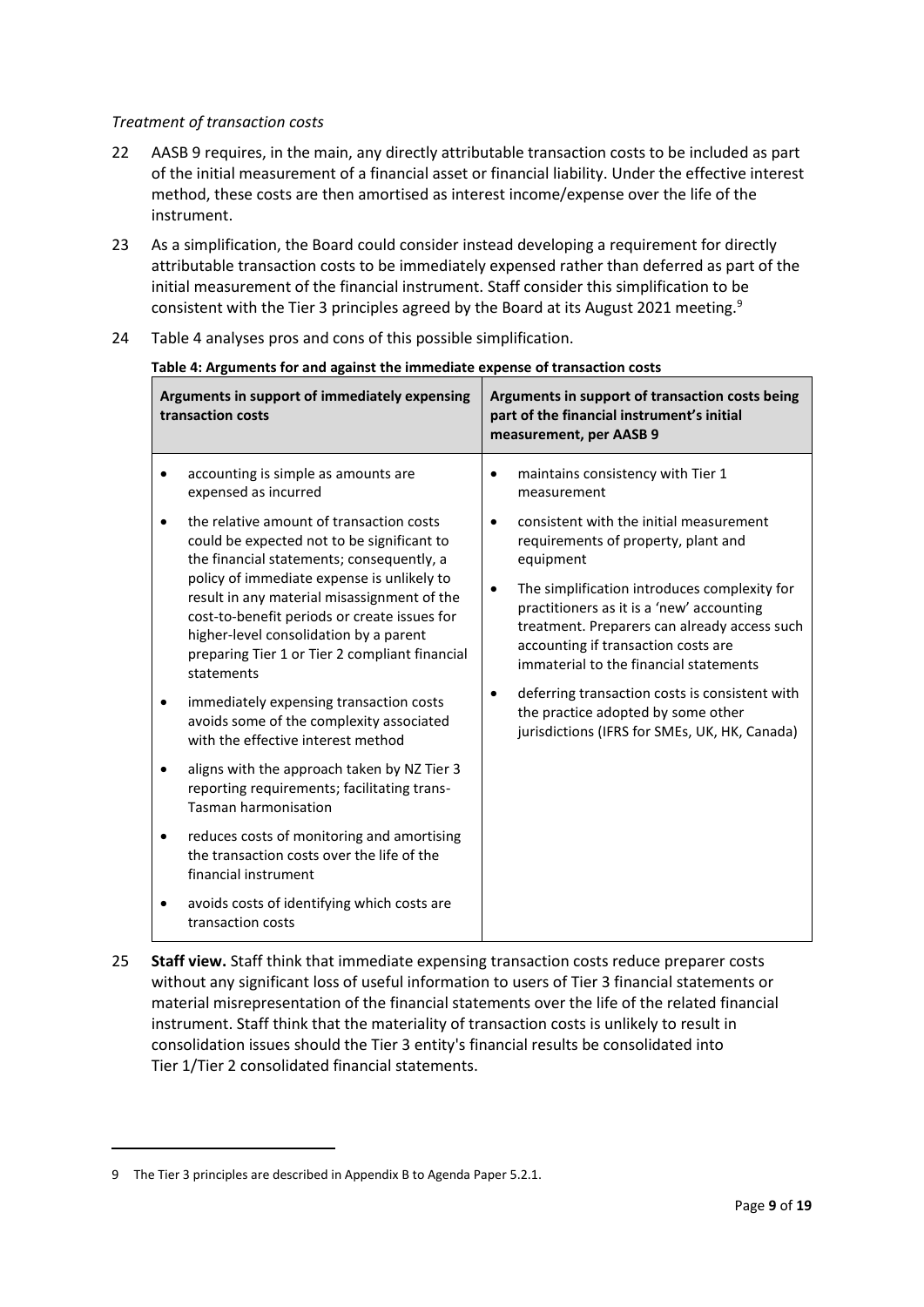*Treatment of transaction costs*

22 AASB 9 requires, in the main, any directly attributable transaction costs to be included as part of the initial measurement of a financial asset or financial liability. Under the effective interest method, these costs are then amortised as interest income/expense over the life of the instrument.

23 As a simplification, the Board could consider instead developing a requirement for directly attributable transaction costs to be immediately expensed rather than deferred as part of the initial measurement of the financial instrument. Staff consider this simplification to be consistent with the Tier 3 principles agreed by the Board at its August 2021 meeting.[9]

24 Table 4 analyses pros and cons of this possible simplification.

**Table 4: Arguments for and against the immediate expense of transaction costs**

| Arguments in support of immediately expensing transaction costs | Arguments in support of transaction costs being part of the financial instrument's initial measurement, per AASB 9 |
|---|---|
| • accounting is simple as amounts are expensed as incurred<br>• the relative amount of transaction costs could be expected not to be significant to the financial statements; consequently, a policy of immediate expense is unlikely to result in any material misassignment of the cost-to-benefit periods or create issues for higher-level consolidation by a parent preparing Tier 1 or Tier 2 compliant financial statements<br>• immediately expensing transaction costs avoids some of the complexity associated with the effective interest method<br>• aligns with the approach taken by NZ Tier 3 reporting requirements; facilitating trans-Tasman harmonisation<br>• reduces costs of monitoring and amortising the transaction costs over the life of the financial instrument<br>• avoids costs of identifying which costs are transaction costs | • maintains consistency with Tier 1 measurement<br>• consistent with the initial measurement requirements of property, plant and equipment<br>• The simplification introduces complexity for practitioners as it is a 'new' accounting treatment. Preparers can already access such accounting if transaction costs are immaterial to the financial statements<br>• deferring transaction costs is consistent with the practice adopted by some other jurisdictions (IFRS for SMEs, UK, HK, Canada) |

25 **Staff view.** Staff think that immediate expensing transaction costs reduce preparer costs without any significant loss of useful information to users of Tier 3 financial statements or material misrepresentation of the financial statements over the life of the related financial instrument. Staff think that the materiality of transaction costs is unlikely to result in consolidation issues should the Tier 3 entity's financial results be consolidated into Tier 1/Tier 2 consolidated financial statements.

---

9 The Tier 3 principles are described in Appendix B to Agenda Paper 5.2.1.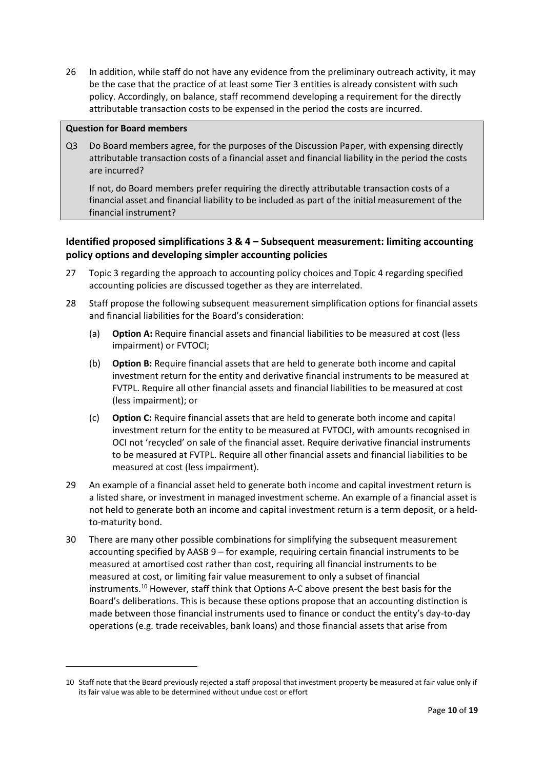26 In addition, while staff do not have any evidence from the preliminary outreach activity, it may be the case that the practice of at least some Tier 3 entities is already consistent with such policy. Accordingly, on balance, staff recommend developing a requirement for the directly attributable transaction costs to be expensed in the period the costs are incurred.

**Question for Board members**

Q3 Do Board members agree, for the purposes of the Discussion Paper, with expensing directly attributable transaction costs of a financial asset and financial liability in the period the costs are incurred?

If not, do Board members prefer requiring the directly attributable transaction costs of a financial asset and financial liability to be included as part of the initial measurement of the financial instrument?

### Identified proposed simplifications 3 & 4 – Subsequent measurement: limiting accounting policy options and developing simpler accounting policies

27 Topic 3 regarding the approach to accounting policy choices and Topic 4 regarding specified accounting policies are discussed together as they are interrelated.

28 Staff propose the following subsequent measurement simplification options for financial assets and financial liabilities for the Board's consideration:

(a) **Option A:** Require financial assets and financial liabilities to be measured at cost (less impairment) or FVTOCI;

(b) **Option B:** Require financial assets that are held to generate both income and capital investment return for the entity and derivative financial instruments to be measured at FVTPL. Require all other financial assets and financial liabilities to be measured at cost (less impairment); or

(c) **Option C:** Require financial assets that are held to generate both income and capital investment return for the entity to be measured at FVTOCI, with amounts recognised in OCI not 'recycled' on sale of the financial asset. Require derivative financial instruments to be measured at FVTPL. Require all other financial assets and financial liabilities to be measured at cost (less impairment).

29 An example of a financial asset held to generate both income and capital investment return is a listed share, or investment in managed investment scheme. An example of a financial asset is not held to generate both an income and capital investment return is a term deposit, or a held-to-maturity bond.

30 There are many other possible combinations for simplifying the subsequent measurement accounting specified by AASB 9 – for example, requiring certain financial instruments to be measured at amortised cost rather than cost, requiring all financial instruments to be measured at cost, or limiting fair value measurement to only a subset of financial instruments.[10] However, staff think that Options A-C above present the best basis for the Board's deliberations. This is because these options propose that an accounting distinction is made between those financial instruments used to finance or conduct the entity's day-to-day operations (e.g. trade receivables, bank loans) and those financial assets that arise from

10 Staff note that the Board previously rejected a staff proposal that investment property be measured at fair value only if its fair value was able to be determined without undue cost or effort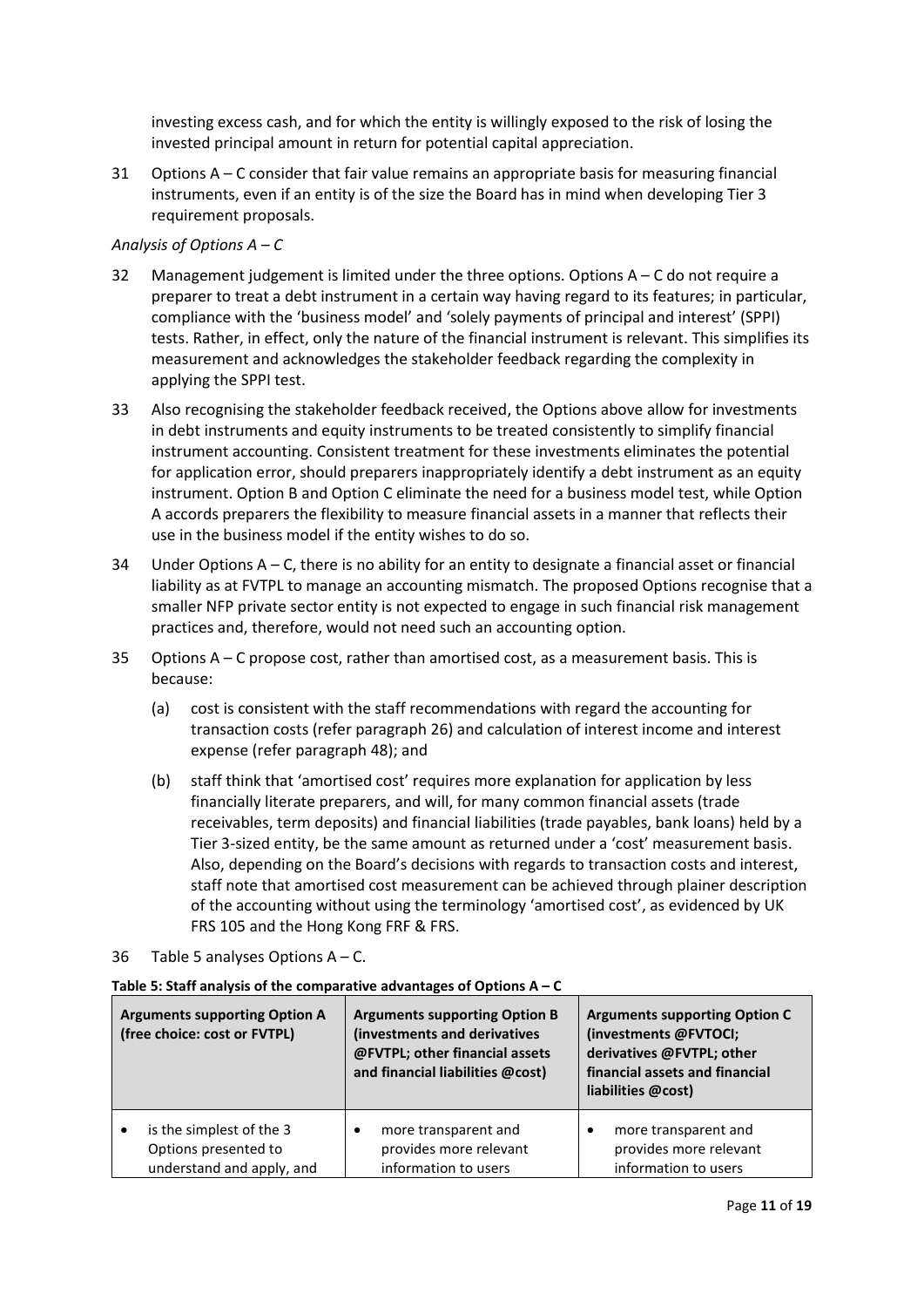investing excess cash, and for which the entity is willingly exposed to the risk of losing the invested principal amount in return for potential capital appreciation.

31 Options A – C consider that fair value remains an appropriate basis for measuring financial instruments, even if an entity is of the size the Board has in mind when developing Tier 3 requirement proposals.

*Analysis of Options A – C*

32 Management judgement is limited under the three options. Options A – C do not require a preparer to treat a debt instrument in a certain way having regard to its features; in particular, compliance with the 'business model' and 'solely payments of principal and interest' (SPPI) tests. Rather, in effect, only the nature of the financial instrument is relevant. This simplifies its measurement and acknowledges the stakeholder feedback regarding the complexity in applying the SPPI test.

33 Also recognising the stakeholder feedback received, the Options above allow for investments in debt instruments and equity instruments to be treated consistently to simplify financial instrument accounting. Consistent treatment for these investments eliminates the potential for application error, should preparers inappropriately identify a debt instrument as an equity instrument. Option B and Option C eliminate the need for a business model test, while Option A accords preparers the flexibility to measure financial assets in a manner that reflects their use in the business model if the entity wishes to do so.

34 Under Options A – C, there is no ability for an entity to designate a financial asset or financial liability as at FVTPL to manage an accounting mismatch. The proposed Options recognise that a smaller NFP private sector entity is not expected to engage in such financial risk management practices and, therefore, would not need such an accounting option.

35 Options A – C propose cost, rather than amortised cost, as a measurement basis. This is because:

(a) cost is consistent with the staff recommendations with regard the accounting for transaction costs (refer paragraph 26) and calculation of interest income and interest expense (refer paragraph 48); and

(b) staff think that 'amortised cost' requires more explanation for application by less financially literate preparers, and will, for many common financial assets (trade receivables, term deposits) and financial liabilities (trade payables, bank loans) held by a Tier 3-sized entity, be the same amount as returned under a 'cost' measurement basis. Also, depending on the Board's decisions with regards to transaction costs and interest, staff note that amortised cost measurement can be achieved through plainer description of the accounting without using the terminology 'amortised cost', as evidenced by UK FRS 105 and the Hong Kong FRF & FRS.

36 Table 5 analyses Options A – C.

**Table 5: Staff analysis of the comparative advantages of Options A – C**

| Arguments supporting Option A (free choice: cost or FVTPL) | Arguments supporting Option B (investments and derivatives @FVTPL; other financial assets and financial liabilities @cost) | Arguments supporting Option C (investments @FVTOCI; derivatives @FVTPL; other financial assets and financial liabilities @cost) |
|---|---|---|
| • is the simplest of the 3 Options presented to understand and apply, and | • more transparent and provides more relevant information to users | • more transparent and provides more relevant information to users |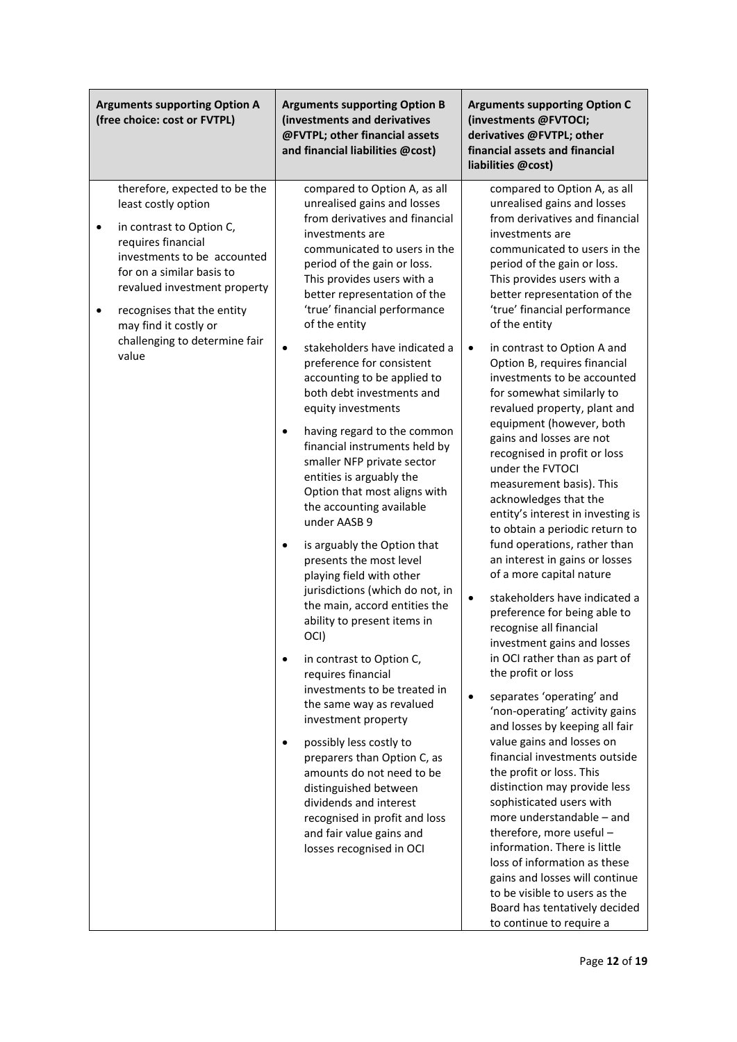| Arguments supporting Option A (free choice: cost or FVTPL) | Arguments supporting Option B (investments and derivatives @FVTPL; other financial assets and financial liabilities @cost) | Arguments supporting Option C (investments @FVTOCI; derivatives @FVTPL; other financial assets and financial liabilities @cost) |
|---|---|---|
| therefore, expected to be the least costly option<br>• in contrast to Option C, requires financial investments to be accounted for on a similar basis to revalued investment property<br>• recognises that the entity may find it costly or challenging to determine fair value | compared to Option A, as all unrealised gains and losses from derivatives and financial investments are communicated to users in the period of the gain or loss. This provides users with a better representation of the 'true' financial performance of the entity<br>• stakeholders have indicated a preference for consistent accounting to be applied to both debt investments and equity investments<br>• having regard to the common financial instruments held by smaller NFP private sector entities is arguably the Option that most aligns with the accounting available under AASB 9<br>• is arguably the Option that presents the most level playing field with other jurisdictions (which do not, in the main, accord entities the ability to present items in OCI)<br>• in contrast to Option C, requires financial investments to be treated in the same way as revalued investment property<br>• possibly less costly to preparers than Option C, as amounts do not need to be distinguished between dividends and interest recognised in profit and loss and fair value gains and losses recognised in OCI | compared to Option A, as all unrealised gains and losses from derivatives and financial investments are communicated to users in the period of the gain or loss. This provides users with a better representation of the 'true' financial performance of the entity<br>• in contrast to Option A and Option B, requires financial investments to be accounted for somewhat similarly to revalued property, plant and equipment (however, both gains and losses are not recognised in profit or loss under the FVTOCI measurement basis). This acknowledges that the entity's interest in investing is to obtain a periodic return to fund operations, rather than an interest in gains or losses of a more capital nature<br>• stakeholders have indicated a preference for being able to recognise all financial investment gains and losses in OCI rather than as part of the profit or loss<br>• separates 'operating' and 'non-operating' activity gains and losses by keeping all fair value gains and losses on financial investments outside the profit or loss. This distinction may provide less sophisticated users with more understandable – and therefore, more useful – information. There is little loss of information as these gains and losses will continue to be visible to users as the Board has tentatively decided to continue to require a |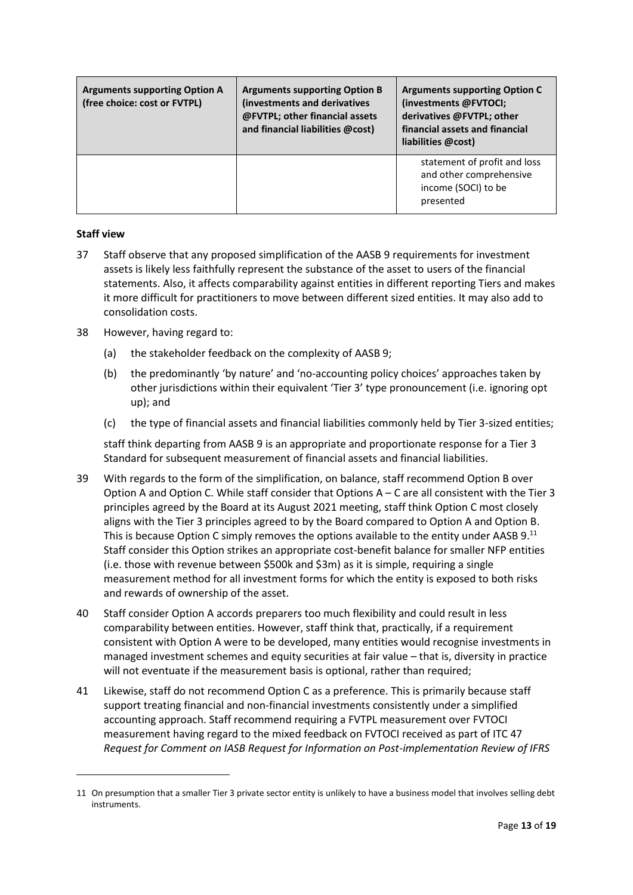| Arguments supporting Option A (free choice: cost or FVTPL) | Arguments supporting Option B (investments and derivatives @FVTPL; other financial assets and financial liabilities @cost) | Arguments supporting Option C (investments @FVTOCI; derivatives @FVTPL; other financial assets and financial liabilities @cost) |
| --- | --- | --- |
| | | statement of profit and loss and other comprehensive income (SOCI) to be presented |

**Staff view**

37 Staff observe that any proposed simplification of the AASB 9 requirements for investment assets is likely less faithfully represent the substance of the asset to users of the financial statements. Also, it affects comparability against entities in different reporting Tiers and makes it more difficult for practitioners to move between different sized entities. It may also add to consolidation costs.

38 However, having regard to:

(a) the stakeholder feedback on the complexity of AASB 9;

(b) the predominantly 'by nature' and 'no-accounting policy choices' approaches taken by other jurisdictions within their equivalent 'Tier 3' type pronouncement (i.e. ignoring opt up); and

(c) the type of financial assets and financial liabilities commonly held by Tier 3-sized entities;

staff think departing from AASB 9 is an appropriate and proportionate response for a Tier 3 Standard for subsequent measurement of financial assets and financial liabilities.

39 With regards to the form of the simplification, on balance, staff recommend Option B over Option A and Option C. While staff consider that Options A – C are all consistent with the Tier 3 principles agreed by the Board at its August 2021 meeting, staff think Option C most closely aligns with the Tier 3 principles agreed to by the Board compared to Option A and Option B. This is because Option C simply removes the options available to the entity under AASB 9.[11] Staff consider this Option strikes an appropriate cost-benefit balance for smaller NFP entities (i.e. those with revenue between \$500k and \$3m) as it is simple, requiring a single measurement method for all investment forms for which the entity is exposed to both risks and rewards of ownership of the asset.

40 Staff consider Option A accords preparers too much flexibility and could result in less comparability between entities. However, staff think that, practically, if a requirement consistent with Option A were to be developed, many entities would recognise investments in managed investment schemes and equity securities at fair value – that is, diversity in practice will not eventuate if the measurement basis is optional, rather than required;

41 Likewise, staff do not recommend Option C as a preference. This is primarily because staff support treating financial and non-financial investments consistently under a simplified accounting approach. Staff recommend requiring a FVTPL measurement over FVTOCI measurement having regard to the mixed feedback on FVTOCI received as part of ITC 47 *Request for Comment on IASB Request for Information on Post-implementation Review of IFRS*

---

11 On presumption that a smaller Tier 3 private sector entity is unlikely to have a business model that involves selling debt instruments.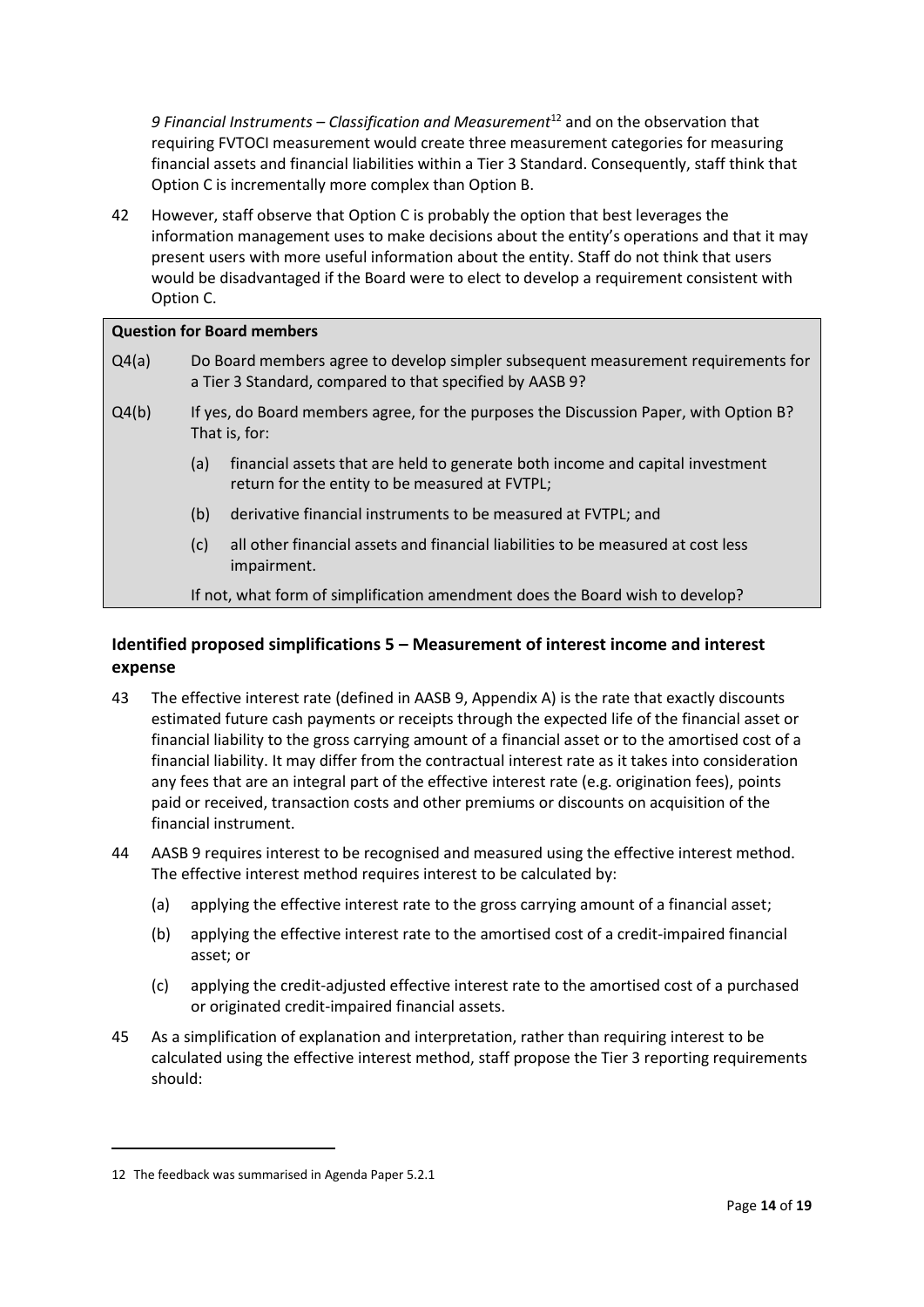*9 Financial Instruments – Classification and Measurement*[12] and on the observation that requiring FVTOCI measurement would create three measurement categories for measuring financial assets and financial liabilities within a Tier 3 Standard. Consequently, staff think that Option C is incrementally more complex than Option B.

42 However, staff observe that Option C is probably the option that best leverages the information management uses to make decisions about the entity's operations and that it may present users with more useful information about the entity. Staff do not think that users would be disadvantaged if the Board were to elect to develop a requirement consistent with Option C.

**Question for Board members**

Q4(a) Do Board members agree to develop simpler subsequent measurement requirements for a Tier 3 Standard, compared to that specified by AASB 9?

Q4(b) If yes, do Board members agree, for the purposes the Discussion Paper, with Option B? That is, for:

- (a) financial assets that are held to generate both income and capital investment return for the entity to be measured at FVTPL;
- (b) derivative financial instruments to be measured at FVTPL; and
- (c) all other financial assets and financial liabilities to be measured at cost less impairment.

If not, what form of simplification amendment does the Board wish to develop?

### Identified proposed simplifications 5 – Measurement of interest income and interest expense

43 The effective interest rate (defined in AASB 9, Appendix A) is the rate that exactly discounts estimated future cash payments or receipts through the expected life of the financial asset or financial liability to the gross carrying amount of a financial asset or to the amortised cost of a financial liability. It may differ from the contractual interest rate as it takes into consideration any fees that are an integral part of the effective interest rate (e.g. origination fees), points paid or received, transaction costs and other premiums or discounts on acquisition of the financial instrument.

44 AASB 9 requires interest to be recognised and measured using the effective interest method. The effective interest method requires interest to be calculated by:

- (a) applying the effective interest rate to the gross carrying amount of a financial asset;
- (b) applying the effective interest rate to the amortised cost of a credit-impaired financial asset; or
- (c) applying the credit-adjusted effective interest rate to the amortised cost of a purchased or originated credit-impaired financial assets.

45 As a simplification of explanation and interpretation, rather than requiring interest to be calculated using the effective interest method, staff propose the Tier 3 reporting requirements should:

---

12 The feedback was summarised in Agenda Paper 5.2.1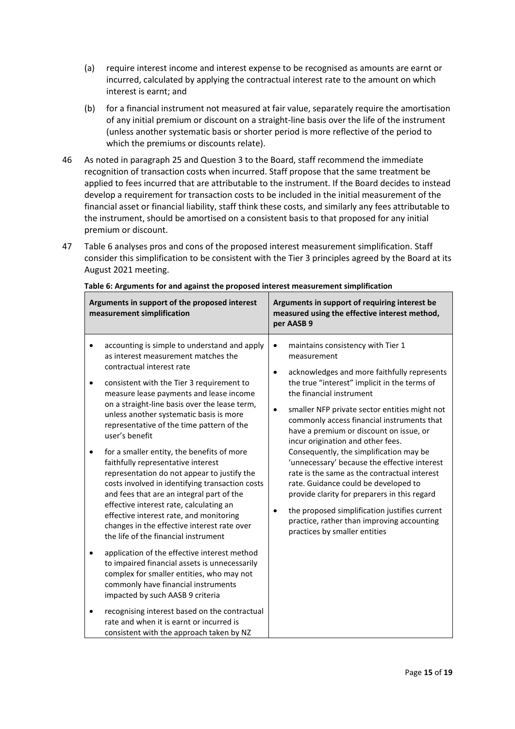(a) require interest income and interest expense to be recognised as amounts are earnt or incurred, calculated by applying the contractual interest rate to the amount on which interest is earnt; and

(b) for a financial instrument not measured at fair value, separately require the amortisation of any initial premium or discount on a straight-line basis over the life of the instrument (unless another systematic basis or shorter period is more reflective of the period to which the premiums or discounts relate).

46 As noted in paragraph 25 and Question 3 to the Board, staff recommend the immediate recognition of transaction costs when incurred. Staff propose that the same treatment be applied to fees incurred that are attributable to the instrument. If the Board decides to instead develop a requirement for transaction costs to be included in the initial measurement of the financial asset or financial liability, staff think these costs, and similarly any fees attributable to the instrument, should be amortised on a consistent basis to that proposed for any initial premium or discount.

47 Table 6 analyses pros and cons of the proposed interest measurement simplification. Staff consider this simplification to be consistent with the Tier 3 principles agreed by the Board at its August 2021 meeting.

**Table 6: Arguments for and against the proposed interest measurement simplification**

| Arguments in support of the proposed interest measurement simplification | Arguments in support of requiring interest be measured using the effective interest method, per AASB 9 |
|---|---|
| • accounting is simple to understand and apply as interest measurement matches the contractual interest rate<br>• consistent with the Tier 3 requirement to measure lease payments and lease income on a straight-line basis over the lease term, unless another systematic basis is more representative of the time pattern of the user's benefit<br>• for a smaller entity, the benefits of more faithfully representative interest representation do not appear to justify the costs involved in identifying transaction costs and fees that are an integral part of the effective interest rate, calculating an effective interest rate, and monitoring changes in the effective interest rate over the life of the financial instrument<br>• application of the effective interest method to impaired financial assets is unnecessarily complex for smaller entities, who may not commonly have financial instruments impacted by such AASB 9 criteria<br>• recognising interest based on the contractual rate and when it is earnt or incurred is consistent with the approach taken by NZ | • maintains consistency with Tier 1 measurement<br>• acknowledges and more faithfully represents the true "interest" implicit in the terms of the financial instrument<br>• smaller NFP private sector entities might not commonly access financial instruments that have a premium or discount on issue, or incur origination and other fees. Consequently, the simplification may be 'unnecessary' because the effective interest rate is the same as the contractual interest rate. Guidance could be developed to provide clarity for preparers in this regard<br>• the proposed simplification justifies current practice, rather than improving accounting practices by smaller entities |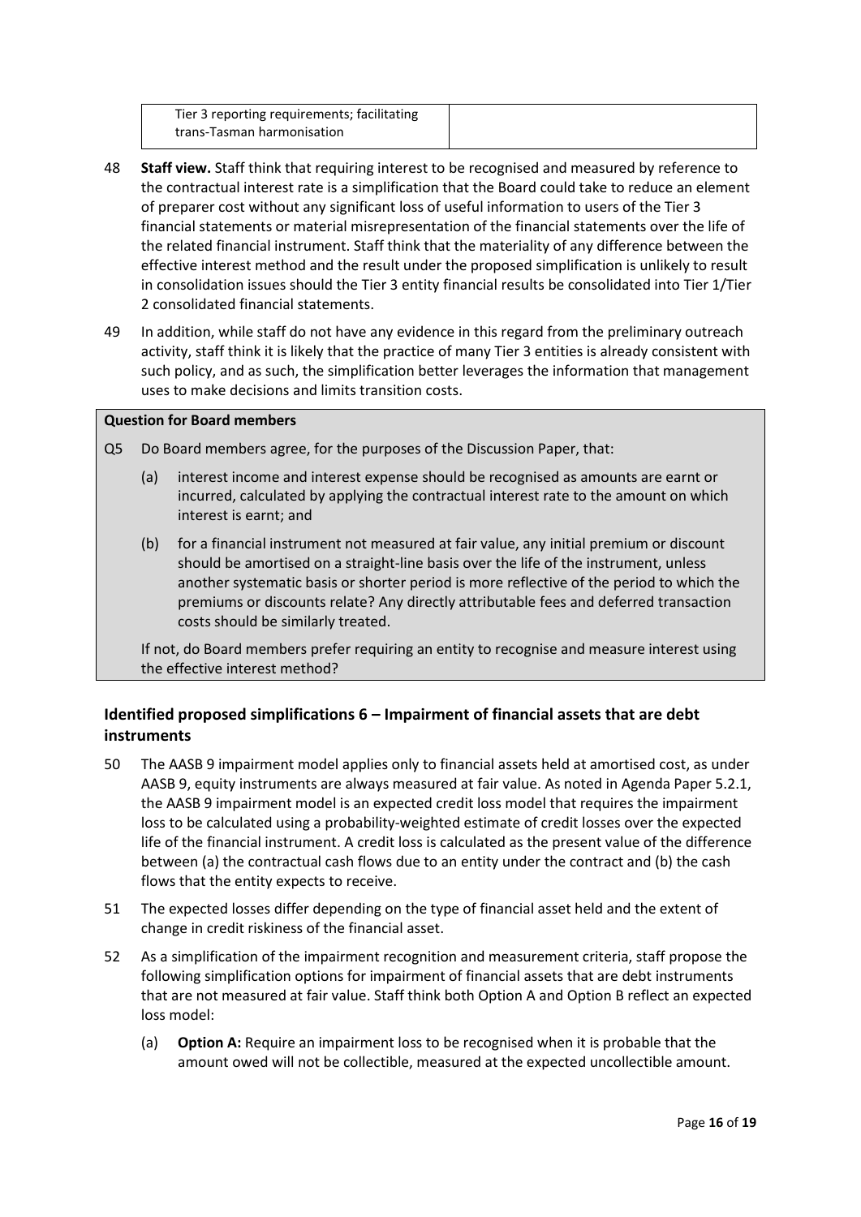| Tier 3 reporting requirements; facilitating trans-Tasman harmonisation | |
|---|---|

48 **Staff view.** Staff think that requiring interest to be recognised and measured by reference to the contractual interest rate is a simplification that the Board could take to reduce an element of preparer cost without any significant loss of useful information to users of the Tier 3 financial statements or material misrepresentation of the financial statements over the life of the related financial instrument. Staff think that the materiality of any difference between the effective interest method and the result under the proposed simplification is unlikely to result in consolidation issues should the Tier 3 entity financial results be consolidated into Tier 1/Tier 2 consolidated financial statements.

49 In addition, while staff do not have any evidence in this regard from the preliminary outreach activity, staff think it is likely that the practice of many Tier 3 entities is already consistent with such policy, and as such, the simplification better leverages the information that management uses to make decisions and limits transition costs.

**Question for Board members**

Q5 Do Board members agree, for the purposes of the Discussion Paper, that:

(a) interest income and interest expense should be recognised as amounts are earnt or incurred, calculated by applying the contractual interest rate to the amount on which interest is earnt; and

(b) for a financial instrument not measured at fair value, any initial premium or discount should be amortised on a straight-line basis over the life of the instrument, unless another systematic basis or shorter period is more reflective of the period to which the premiums or discounts relate? Any directly attributable fees and deferred transaction costs should be similarly treated.

If not, do Board members prefer requiring an entity to recognise and measure interest using the effective interest method?

### Identified proposed simplifications 6 – Impairment of financial assets that are debt instruments

50 The AASB 9 impairment model applies only to financial assets held at amortised cost, as under AASB 9, equity instruments are always measured at fair value. As noted in Agenda Paper 5.2.1, the AASB 9 impairment model is an expected credit loss model that requires the impairment loss to be calculated using a probability-weighted estimate of credit losses over the expected life of the financial instrument. A credit loss is calculated as the present value of the difference between (a) the contractual cash flows due to an entity under the contract and (b) the cash flows that the entity expects to receive.

51 The expected losses differ depending on the type of financial asset held and the extent of change in credit riskiness of the financial asset.

52 As a simplification of the impairment recognition and measurement criteria, staff propose the following simplification options for impairment of financial assets that are debt instruments that are not measured at fair value. Staff think both Option A and Option B reflect an expected loss model:

(a) **Option A:** Require an impairment loss to be recognised when it is probable that the amount owed will not be collectible, measured at the expected uncollectible amount.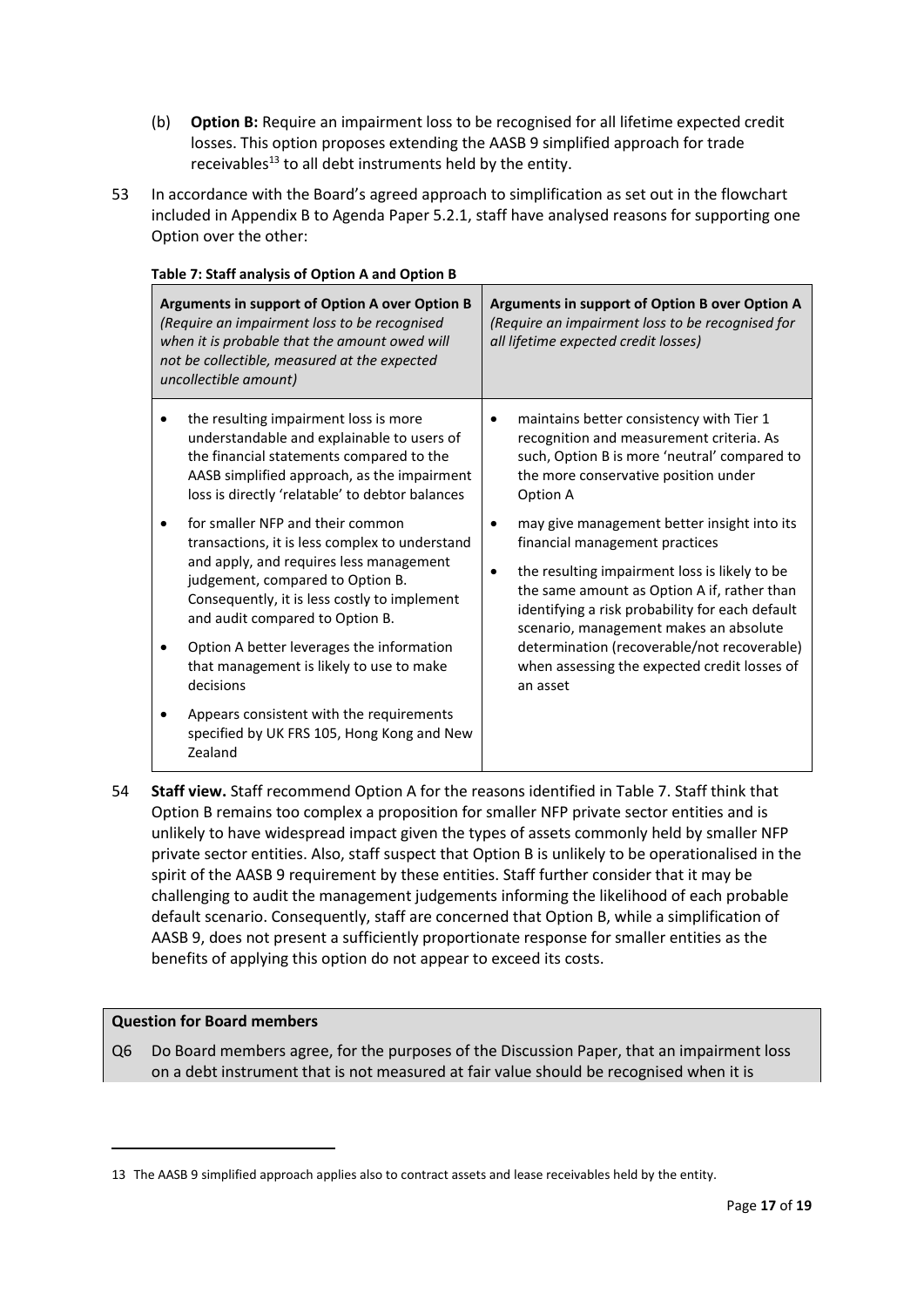(b) **Option B:** Require an impairment loss to be recognised for all lifetime expected credit losses. This option proposes extending the AASB 9 simplified approach for trade receivables[13] to all debt instruments held by the entity.

53 In accordance with the Board's agreed approach to simplification as set out in the flowchart included in Appendix B to Agenda Paper 5.2.1, staff have analysed reasons for supporting one Option over the other:

**Table 7: Staff analysis of Option A and Option B**

| **Arguments in support of Option A over Option B** *(Require an impairment loss to be recognised when it is probable that the amount owed will not be collectible, measured at the expected uncollectible amount)* | **Arguments in support of Option B over Option A** *(Require an impairment loss to be recognised for all lifetime expected credit losses)* |
|---|---|
| • the resulting impairment loss is more understandable and explainable to users of the financial statements compared to the AASB simplified approach, as the impairment loss is directly 'relatable' to debtor balances<br>• for smaller NFP and their common transactions, it is less complex to understand and apply, and requires less management judgement, compared to Option B. Consequently, it is less costly to implement and audit compared to Option B.<br>• Option A better leverages the information that management is likely to use to make decisions<br>• Appears consistent with the requirements specified by UK FRS 105, Hong Kong and New Zealand | • maintains better consistency with Tier 1 recognition and measurement criteria. As such, Option B is more 'neutral' compared to the more conservative position under Option A<br>• may give management better insight into its financial management practices<br>• the resulting impairment loss is likely to be the same amount as Option A if, rather than identifying a risk probability for each default scenario, management makes an absolute determination (recoverable/not recoverable) when assessing the expected credit losses of an asset |

54 **Staff view.** Staff recommend Option A for the reasons identified in Table 7. Staff think that Option B remains too complex a proposition for smaller NFP private sector entities and is unlikely to have widespread impact given the types of assets commonly held by smaller NFP private sector entities. Also, staff suspect that Option B is unlikely to be operationalised in the spirit of the AASB 9 requirement by these entities. Staff further consider that it may be challenging to audit the management judgements informing the likelihood of each probable default scenario. Consequently, staff are concerned that Option B, while a simplification of AASB 9, does not present a sufficiently proportionate response for smaller entities as the benefits of applying this option do not appear to exceed its costs.

**Question for Board members**

Q6 Do Board members agree, for the purposes of the Discussion Paper, that an impairment loss on a debt instrument that is not measured at fair value should be recognised when it is

---

[13] The AASB 9 simplified approach applies also to contract assets and lease receivables held by the entity.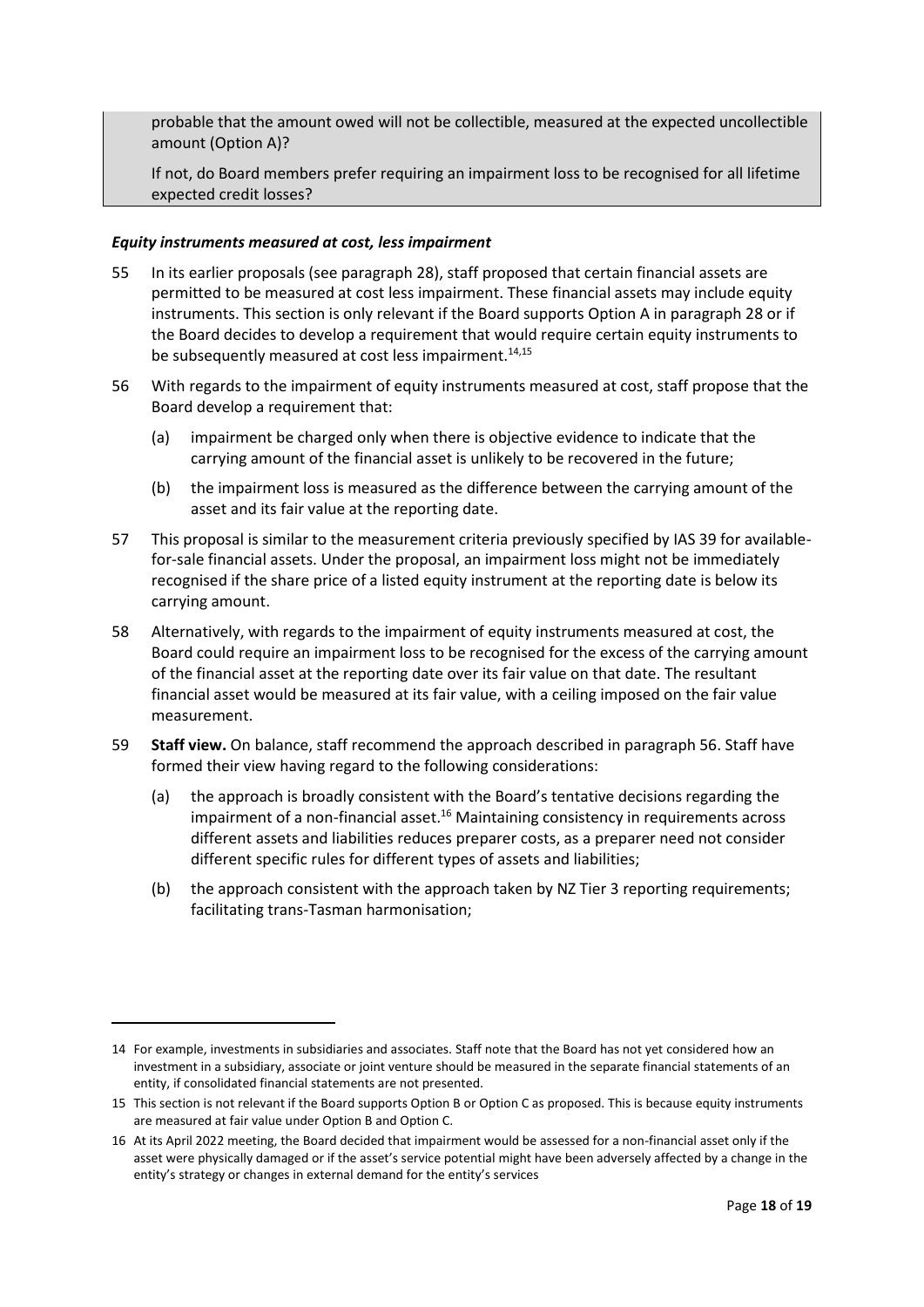probable that the amount owed will not be collectible, measured at the expected uncollectible amount (Option A)?

If not, do Board members prefer requiring an impairment loss to be recognised for all lifetime expected credit losses?

### *Equity instruments measured at cost, less impairment*

55 In its earlier proposals (see paragraph 28), staff proposed that certain financial assets are permitted to be measured at cost less impairment. These financial assets may include equity instruments. This section is only relevant if the Board supports Option A in paragraph 28 or if the Board decides to develop a requirement that would require certain equity instruments to be subsequently measured at cost less impairment.[14,15]

56 With regards to the impairment of equity instruments measured at cost, staff propose that the Board develop a requirement that:

- (a) impairment be charged only when there is objective evidence to indicate that the carrying amount of the financial asset is unlikely to be recovered in the future;
- (b) the impairment loss is measured as the difference between the carrying amount of the asset and its fair value at the reporting date.

57 This proposal is similar to the measurement criteria previously specified by IAS 39 for available-for-sale financial assets. Under the proposal, an impairment loss might not be immediately recognised if the share price of a listed equity instrument at the reporting date is below its carrying amount.

58 Alternatively, with regards to the impairment of equity instruments measured at cost, the Board could require an impairment loss to be recognised for the excess of the carrying amount of the financial asset at the reporting date over its fair value on that date. The resultant financial asset would be measured at its fair value, with a ceiling imposed on the fair value measurement.

59 **Staff view.** On balance, staff recommend the approach described in paragraph 56. Staff have formed their view having regard to the following considerations:

- (a) the approach is broadly consistent with the Board's tentative decisions regarding the impairment of a non-financial asset.[16] Maintaining consistency in requirements across different assets and liabilities reduces preparer costs, as a preparer need not consider different specific rules for different types of assets and liabilities;
- (b) the approach consistent with the approach taken by NZ Tier 3 reporting requirements; facilitating trans-Tasman harmonisation;

---

14 For example, investments in subsidiaries and associates. Staff note that the Board has not yet considered how an investment in a subsidiary, associate or joint venture should be measured in the separate financial statements of an entity, if consolidated financial statements are not presented.

15 This section is not relevant if the Board supports Option B or Option C as proposed. This is because equity instruments are measured at fair value under Option B and Option C.

16 At its April 2022 meeting, the Board decided that impairment would be assessed for a non-financial asset only if the asset were physically damaged or if the asset's service potential might have been adversely affected by a change in the entity's strategy or changes in external demand for the entity's services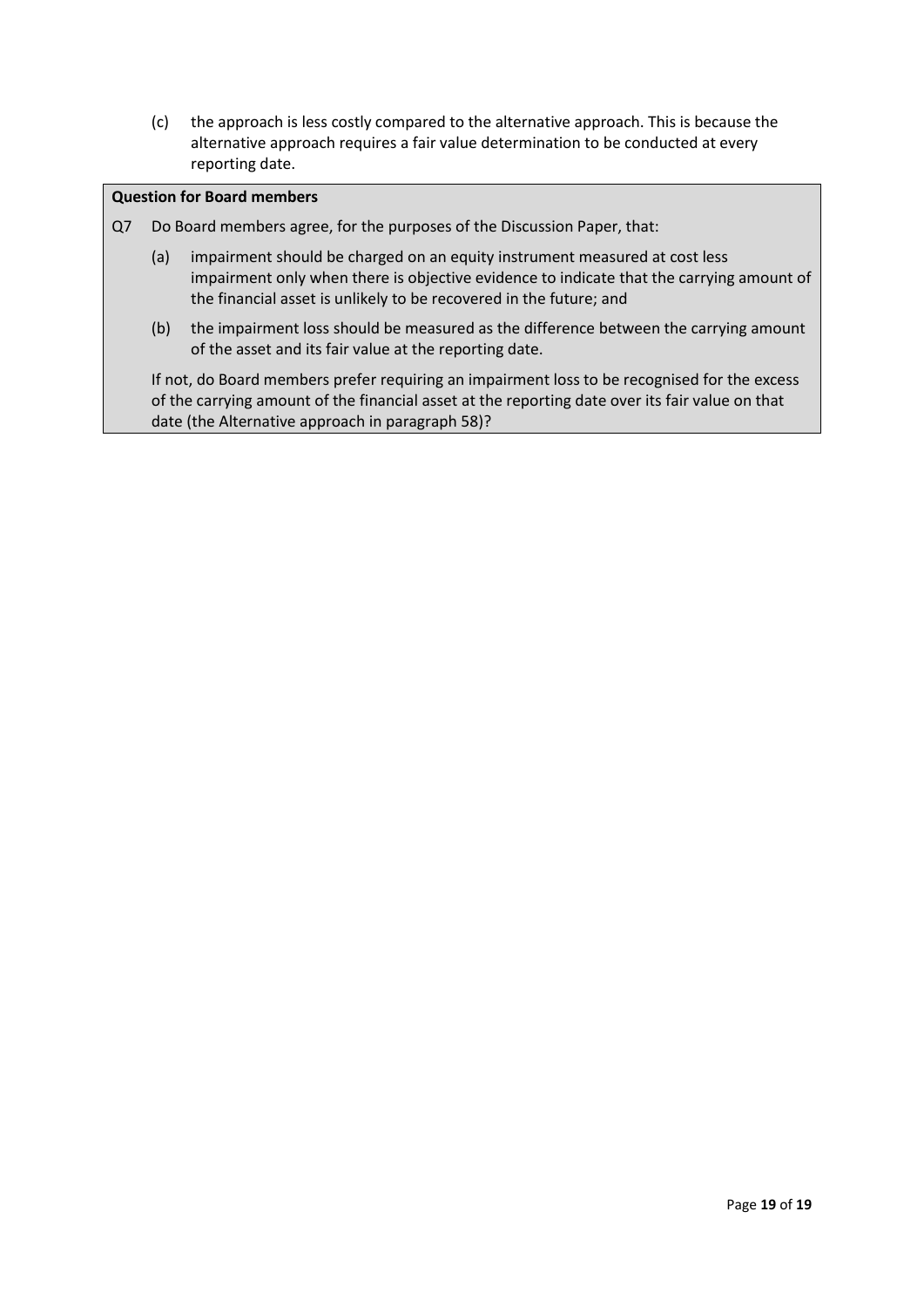(c) the approach is less costly compared to the alternative approach. This is because the alternative approach requires a fair value determination to be conducted at every reporting date.

**Question for Board members**

Q7 Do Board members agree, for the purposes of the Discussion Paper, that:

(a) impairment should be charged on an equity instrument measured at cost less impairment only when there is objective evidence to indicate that the carrying amount of the financial asset is unlikely to be recovered in the future; and

(b) the impairment loss should be measured as the difference between the carrying amount of the asset and its fair value at the reporting date.

If not, do Board members prefer requiring an impairment loss to be recognised for the excess of the carrying amount of the financial asset at the reporting date over its fair value on that date (the Alternative approach in paragraph 58)?